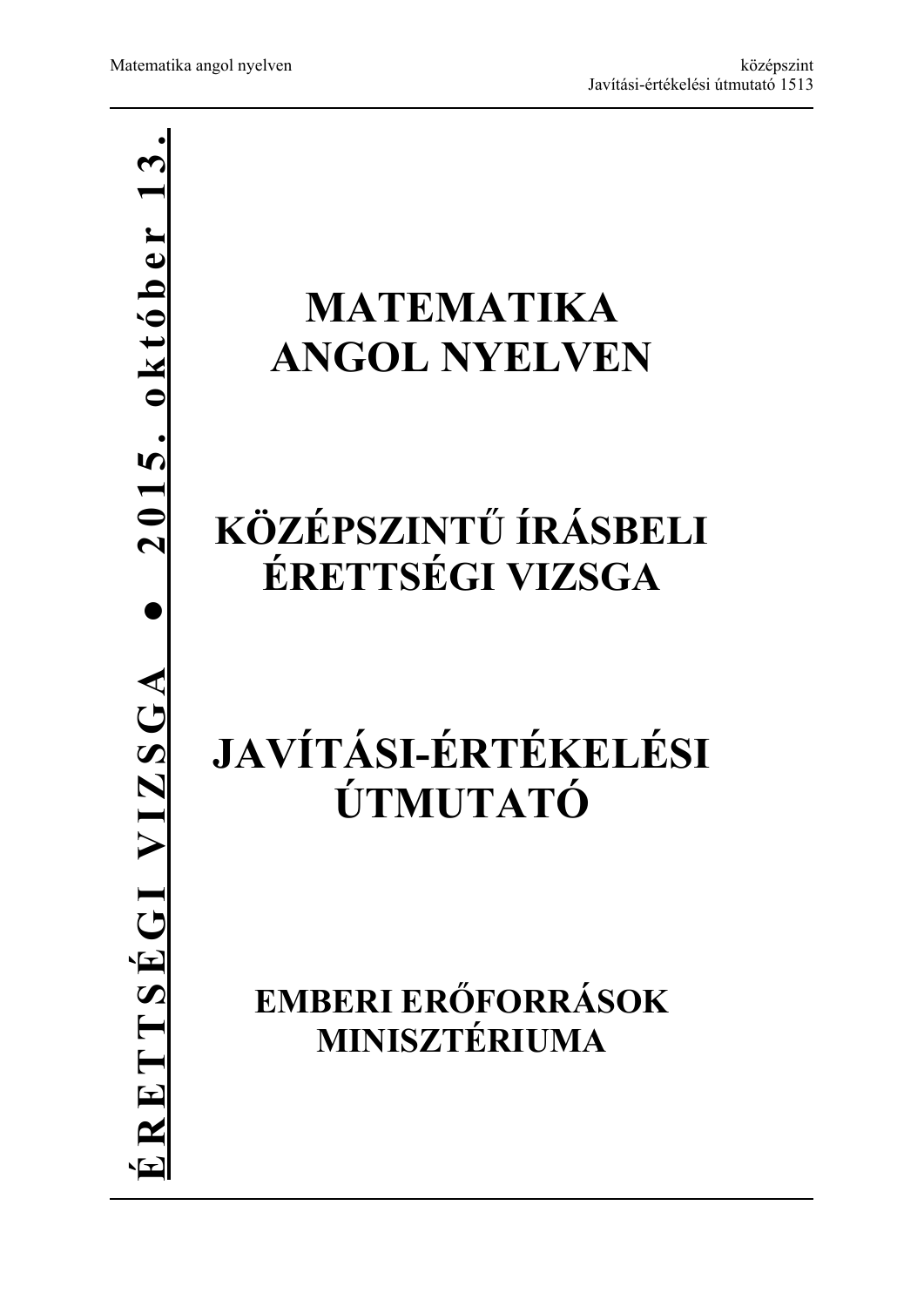**ÉRETTSÉGI VIZSGA • 2015. október 13.**

# MATEMATIKA ANGOL NYELVEN

# KÖZÉPSZINTŰ ÍRÁSBELI ÉRETTSÉGI VIZSGA

# JAVÍTÁSI-ÉRTÉKELÉSI ÚTMUTATÓ

## EMBERI ERŐFORRÁSOK MINISZTÉRIUMA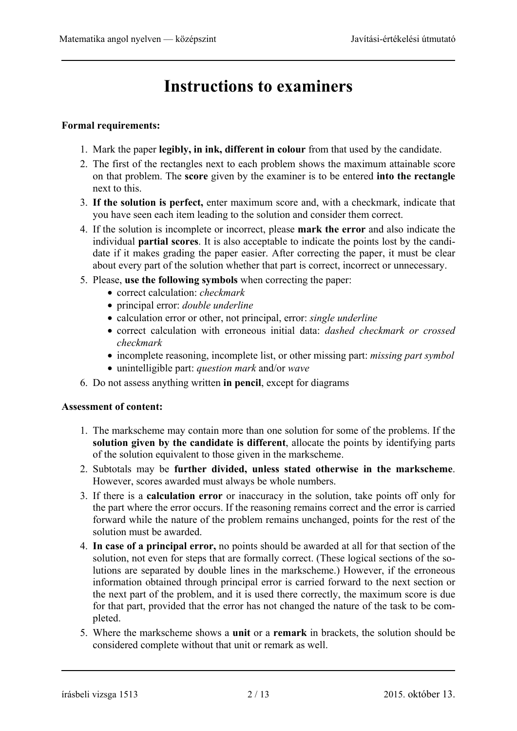# Instructions to examiners

**Formal requirements:**

1. Mark the paper **legibly, in ink, different in colour** from that used by the candidate.
2. The first of the rectangles next to each problem shows the maximum attainable score on that problem. The **score** given by the examiner is to be entered **into the rectangle** next to this.
3. **If the solution is perfect,** enter maximum score and, with a checkmark, indicate that you have seen each item leading to the solution and consider them correct.
4. If the solution is incomplete or incorrect, please **mark the error** and also indicate the individual **partial scores**. It is also acceptable to indicate the points lost by the candidate if it makes grading the paper easier. After correcting the paper, it must be clear about every part of the solution whether that part is correct, incorrect or unnecessary.
5. Please, **use the following symbols** when correcting the paper:
   - correct calculation: *checkmark*
   - principal error: *double underline*
   - calculation error or other, not principal, error: *single underline*
   - correct calculation with erroneous initial data: *dashed checkmark or crossed checkmark*
   - incomplete reasoning, incomplete list, or other missing part: *missing part symbol*
   - unintelligible part: *question mark* and/or *wave*
6. Do not assess anything written **in pencil**, except for diagrams

**Assessment of content:**

1. The markscheme may contain more than one solution for some of the problems. If the **solution given by the candidate is different**, allocate the points by identifying parts of the solution equivalent to those given in the markscheme.
2. Subtotals may be **further divided, unless stated otherwise in the markscheme**. However, scores awarded must always be whole numbers.
3. If there is a **calculation error** or inaccuracy in the solution, take points off only for the part where the error occurs. If the reasoning remains correct and the error is carried forward while the nature of the problem remains unchanged, points for the rest of the solution must be awarded.
4. **In case of a principal error,** no points should be awarded at all for that section of the solution, not even for steps that are formally correct. (These logical sections of the solutions are separated by double lines in the markscheme.) However, if the erroneous information obtained through principal error is carried forward to the next section or the next part of the problem, and it is used there correctly, the maximum score is due for that part, provided that the error has not changed the nature of the task to be completed.
5. Where the markscheme shows a **unit** or a **remark** in brackets, the solution should be considered complete without that unit or remark as well.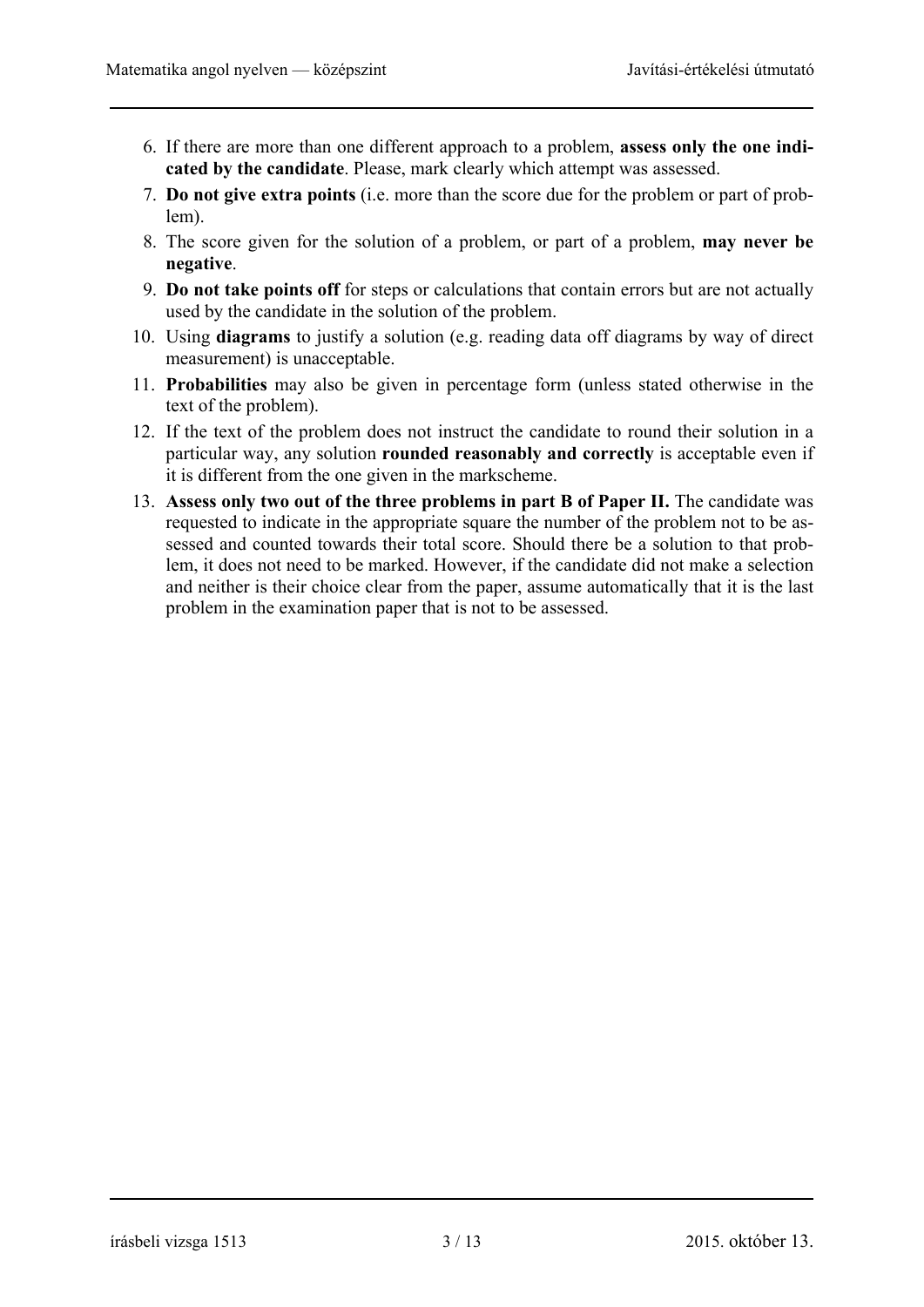6. If there are more than one different approach to a problem, **assess only the one indicated by the candidate**. Please, mark clearly which attempt was assessed.
7. **Do not give extra points** (i.e. more than the score due for the problem or part of problem).
8. The score given for the solution of a problem, or part of a problem, **may never be negative**.
9. **Do not take points off** for steps or calculations that contain errors but are not actually used by the candidate in the solution of the problem.
10. Using **diagrams** to justify a solution (e.g. reading data off diagrams by way of direct measurement) is unacceptable.
11. **Probabilities** may also be given in percentage form (unless stated otherwise in the text of the problem).
12. If the text of the problem does not instruct the candidate to round their solution in a particular way, any solution **rounded reasonably and correctly** is acceptable even if it is different from the one given in the markscheme.
13. **Assess only two out of the three problems in part B of Paper II.** The candidate was requested to indicate in the appropriate square the number of the problem not to be assessed and counted towards their total score. Should there be a solution to that problem, it does not need to be marked. However, if the candidate did not make a selection and neither is their choice clear from the paper, assume automatically that it is the last problem in the examination paper that is not to be assessed.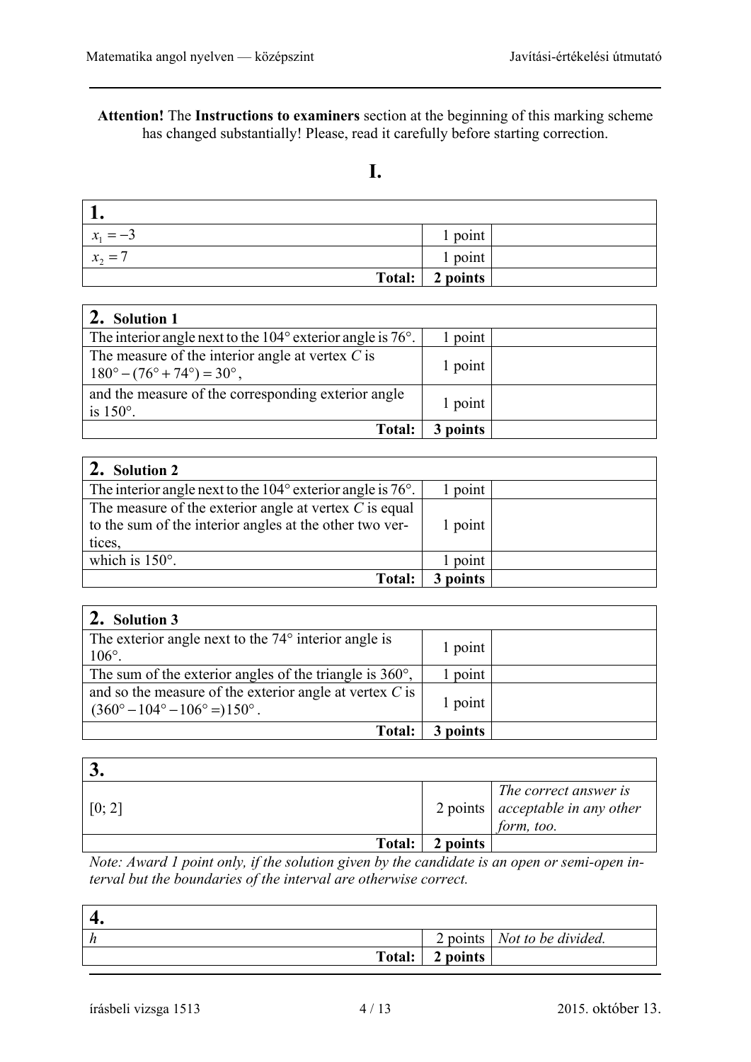**Attention!** The **Instructions to examiners** section at the beginning of this marking scheme has changed substantially! Please, read it carefully before starting correction.

# I.

| **1.** | | |
|---|---|---|
| $x_1 = -3$ | 1 point | |
| $x_2 = 7$ | 1 point | |
| **Total:** | **2 points** | |

| **2. Solution 1** | | |
|---|---|---|
| The interior angle next to the 104° exterior angle is 76°. | 1 point | |
| The measure of the interior angle at vertex *C* is $180° - (76° + 74°) = 30°$, | 1 point | |
| and the measure of the corresponding exterior angle is 150°. | 1 point | |
| **Total:** | **3 points** | |

| **2. Solution 2** | | |
|---|---|---|
| The interior angle next to the 104° exterior angle is 76°. | 1 point | |
| The measure of the exterior angle at vertex *C* is equal to the sum of the interior angles at the other two vertices, | 1 point | |
| which is 150°. | 1 point | |
| **Total:** | **3 points** | |

| **2. Solution 3** | | |
|---|---|---|
| The exterior angle next to the 74° interior angle is 106°. | 1 point | |
| The sum of the exterior angles of the triangle is 360°, | 1 point | |
| and so the measure of the exterior angle at vertex *C* is $(360° - 104° - 106° =)150°$. | 1 point | |
| **Total:** | **3 points** | |

| **3.** | | |
|---|---|---|
| [0; 2] | 2 points | *The correct answer is acceptable in any other form, too.* |
| **Total:** | **2 points** | |

*Note: Award 1 point only, if the solution given by the candidate is an open or semi-open interval but the boundaries of the interval are otherwise correct.*

| **4.** | | |
|---|---|---|
| *h* | 2 points | *Not to be divided.* |
| **Total:** | **2 points** | |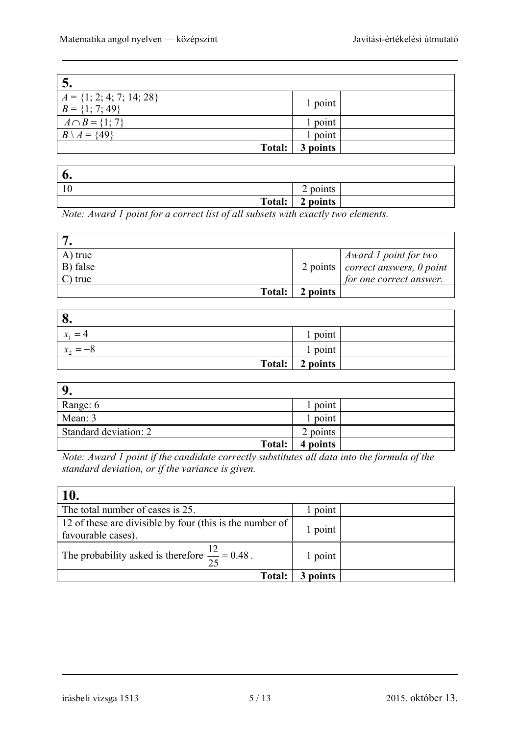| 5. | | |
|---|---|---|
| $A = \{1; 2; 4; 7; 14; 28\}$<br>$B = \{1; 7; 49\}$ | 1 point | |
| $A \cap B = \{1; 7\}$ | 1 point | |
| $B \setminus A = \{49\}$ | 1 point | |
| **Total:** | **3 points** | |

| 6. | | |
|---|---|---|
| 10 | 2 points | |
| **Total:** | **2 points** | |

*Note: Award 1 point for a correct list of all subsets with exactly two elements.*

| 7. | | |
|---|---|---|
| A) true<br>B) false<br>C) true | 2 points | *Award 1 point for two correct answers, 0 point for one correct answer.* |
| **Total:** | **2 points** | |

| 8. | | |
|---|---|---|
| $x_1 = 4$ | 1 point | |
| $x_2 = -8$ | 1 point | |
| **Total:** | **2 points** | |

| 9. | | |
|---|---|---|
| Range: 6 | 1 point | |
| Mean: 3 | 1 point | |
| Standard deviation: 2 | 2 points | |
| **Total:** | **4 points** | |

*Note: Award 1 point if the candidate correctly substitutes all data into the formula of the standard deviation, or if the variance is given.*

| 10. | | |
|---|---|---|
| The total number of cases is 25. | 1 point | |
| 12 of these are divisible by four (this is the number of favourable cases). | 1 point | |
| The probability asked is therefore $\frac{12}{25} = 0.48$. | 1 point | |
| **Total:** | **3 points** | |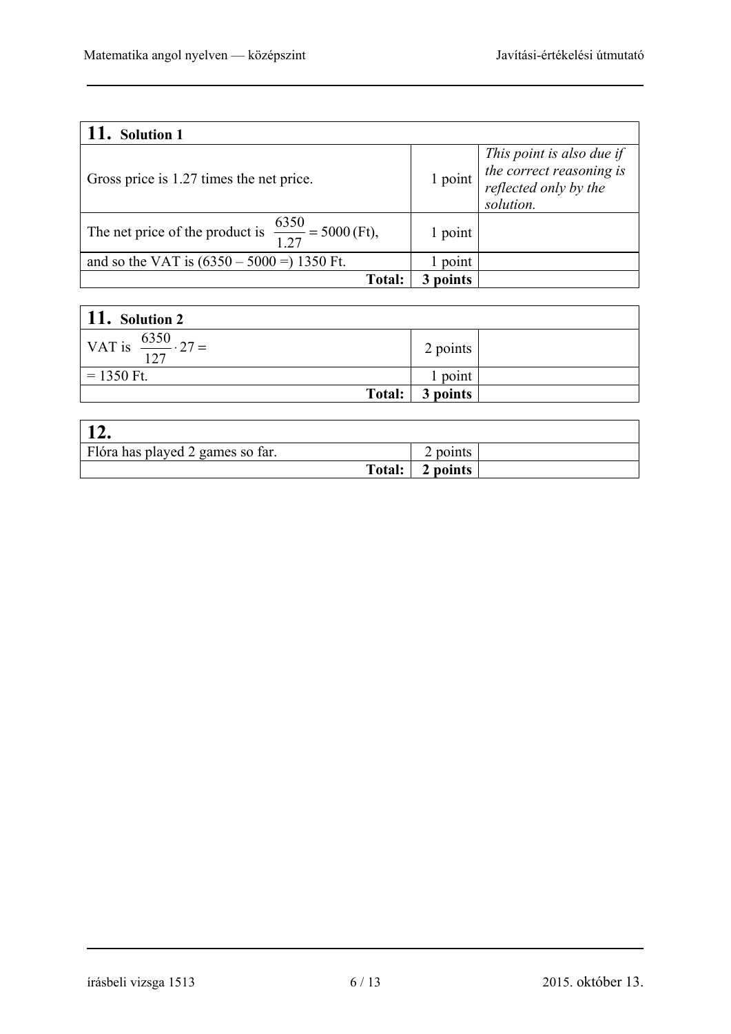| **11.** **Solution 1** | | |
|---|---|---|
| Gross price is 1.27 times the net price. | 1 point | *This point is also due if the correct reasoning is reflected only by the solution.* |
| The net price of the product is $\frac{6350}{1.27} = 5000$ (Ft), | 1 point | |
| and so the VAT is (6350 – 5000 =) 1350 Ft. | 1 point | |
| **Total:** | **3 points** | |

| **11.** **Solution 2** | | |
|---|---|---|
| VAT is $\frac{6350}{127} \cdot 27 =$ | 2 points | |
| = 1350 Ft. | 1 point | |
| **Total:** | **3 points** | |

| **12.** | | |
|---|---|---|
| Flóra has played 2 games so far. | 2 points | |
| **Total:** | **2 points** | |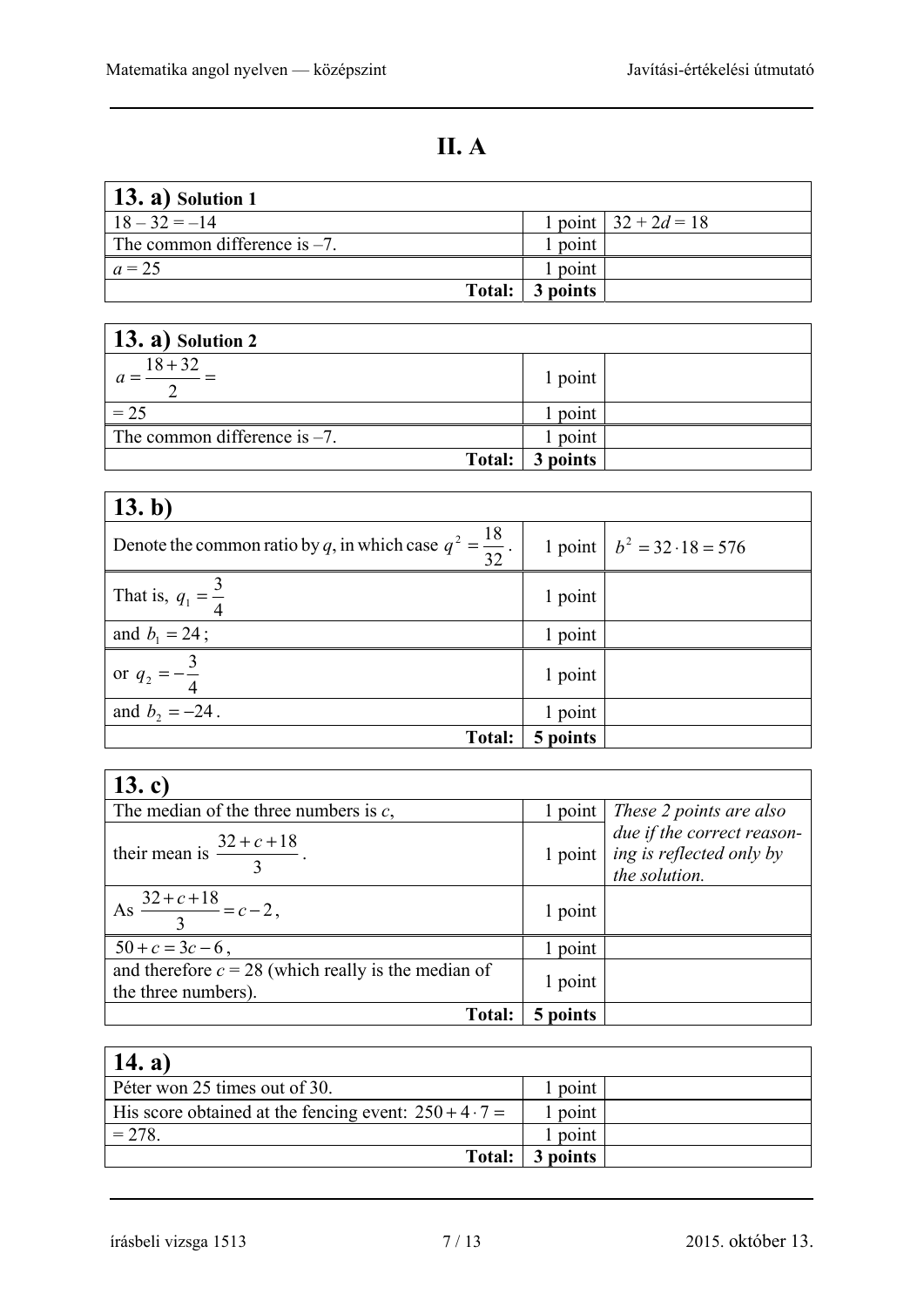# II. A

| **13. a)** Solution 1 | | |
|---|---|---|
| $18 - 32 = -14$ | 1 point | $32 + 2d = 18$ |
| The common difference is –7. | 1 point | |
| $a = 25$ | 1 point | |
| **Total:** | **3 points** | |

| **13. a)** Solution 2 | | |
|---|---|---|
| $a = \frac{18+32}{2} =$ | 1 point | |
| $= 25$ | 1 point | |
| The common difference is –7. | 1 point | |
| **Total:** | **3 points** | |

| **13. b)** | | |
|---|---|---|
| Denote the common ratio by $q$, in which case $q^2 = \frac{18}{32}$. | 1 point | $b^2 = 32 \cdot 18 = 576$ |
| That is, $q_1 = \frac{3}{4}$ | 1 point | |
| and $b_1 = 24$; | 1 point | |
| or $q_2 = -\frac{3}{4}$ | 1 point | |
| and $b_2 = -24$. | 1 point | |
| **Total:** | **5 points** | |

| **13. c)** | | |
|---|---|---|
| The median of the three numbers is $c$, | 1 point | *These 2 points are also due if the correct reasoning is reflected only by the solution.* |
| their mean is $\frac{32+c+18}{3}$. | 1 point | |
| As $\frac{32+c+18}{3} = c - 2$, | 1 point | |
| $50 + c = 3c - 6$, | 1 point | |
| and therefore $c = 28$ (which really is the median of the three numbers). | 1 point | |
| **Total:** | **5 points** | |

| **14. a)** | | |
|---|---|---|
| Péter won 25 times out of 30. | 1 point | |
| His score obtained at the fencing event: $250 + 4 \cdot 7 =$ | 1 point | |
| $= 278$. | 1 point | |
| **Total:** | **3 points** | |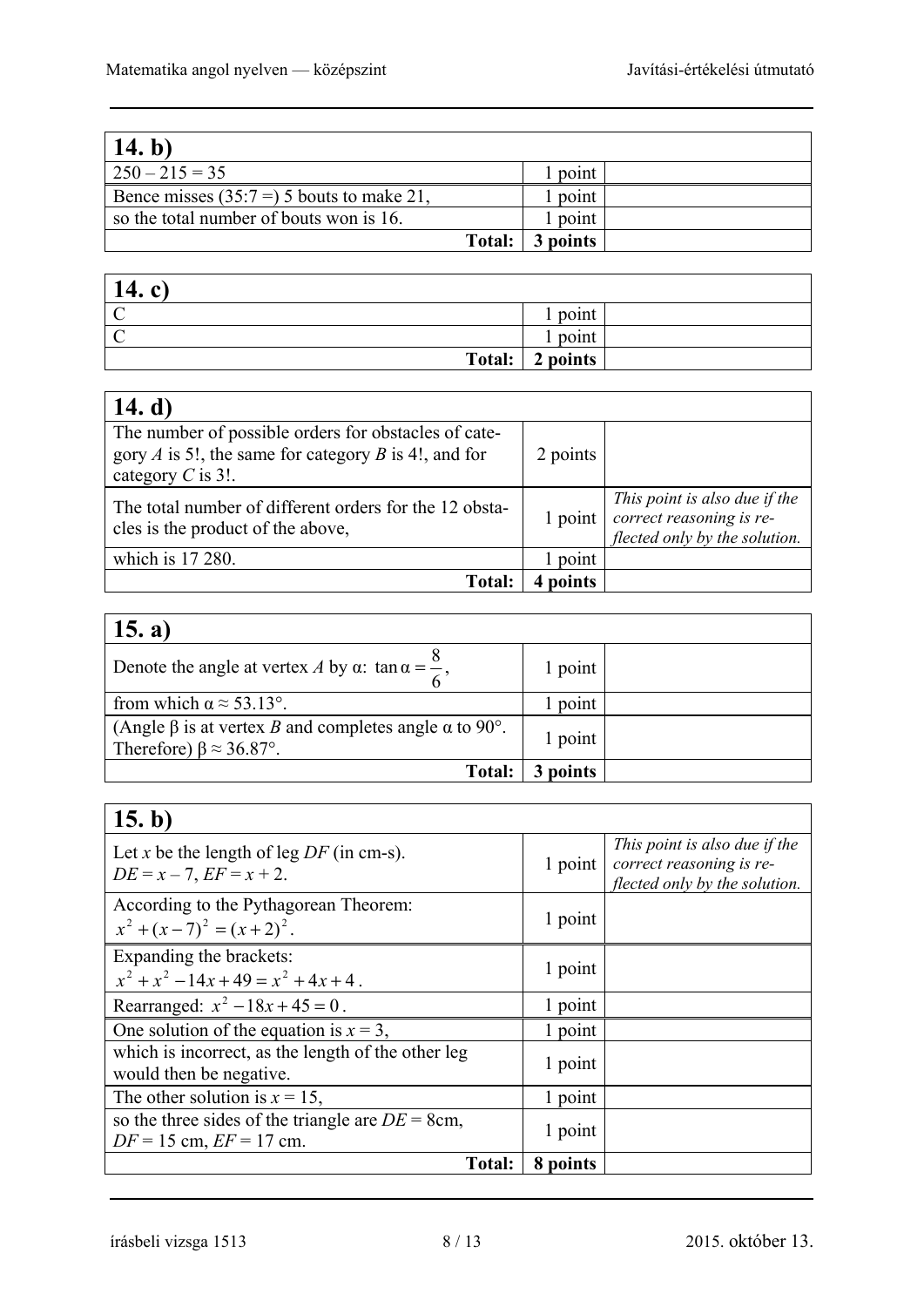| **14. b)** | | |
|---|---|---|
| $250 - 215 = 35$ | 1 point | |
| Bence misses ($35:7 =$) 5 bouts to make 21, | 1 point | |
| so the total number of bouts won is 16. | 1 point | |
| **Total:** | **3 points** | |

| **14. c)** | | |
|---|---|---|
| C | 1 point | |
| C | 1 point | |
| **Total:** | **2 points** | |

| **14. d)** | | |
|---|---|---|
| The number of possible orders for obstacles of category *A* is 5!, the same for category *B* is 4!, and for category *C* is 3!. | 2 points | |
| The total number of different orders for the 12 obstacles is the product of the above, | 1 point | *This point is also due if the correct reasoning is reflected only by the solution.* |
| which is 17 280. | 1 point | |
| **Total:** | **4 points** | |

| **15. a)** | | |
|---|---|---|
| Denote the angle at vertex *A* by α: $\tan\alpha = \frac{8}{6}$, | 1 point | |
| from which $\alpha \approx 53.13°$. | 1 point | |
| (Angle β is at vertex *B* and completes angle α to 90°. Therefore) $\beta \approx 36.87°$. | 1 point | |
| **Total:** | **3 points** | |

| **15. b)** | | |
|---|---|---|
| Let *x* be the length of leg *DF* (in cm-s). $DE = x - 7$, $EF = x + 2$. | 1 point | *This point is also due if the correct reasoning is reflected only by the solution.* |
| According to the Pythagorean Theorem: $x^2 + (x-7)^2 = (x+2)^2$. | 1 point | |
| Expanding the brackets: $x^2 + x^2 - 14x + 49 = x^2 + 4x + 4$. | 1 point | |
| Rearranged: $x^2 - 18x + 45 = 0$. | 1 point | |
| One solution of the equation is $x = 3$, | 1 point | |
| which is incorrect, as the length of the other leg would then be negative. | 1 point | |
| The other solution is $x = 15$, | 1 point | |
| so the three sides of the triangle are $DE = 8$cm, $DF = 15$ cm, $EF = 17$ cm. | 1 point | |
| **Total:** | **8 points** | |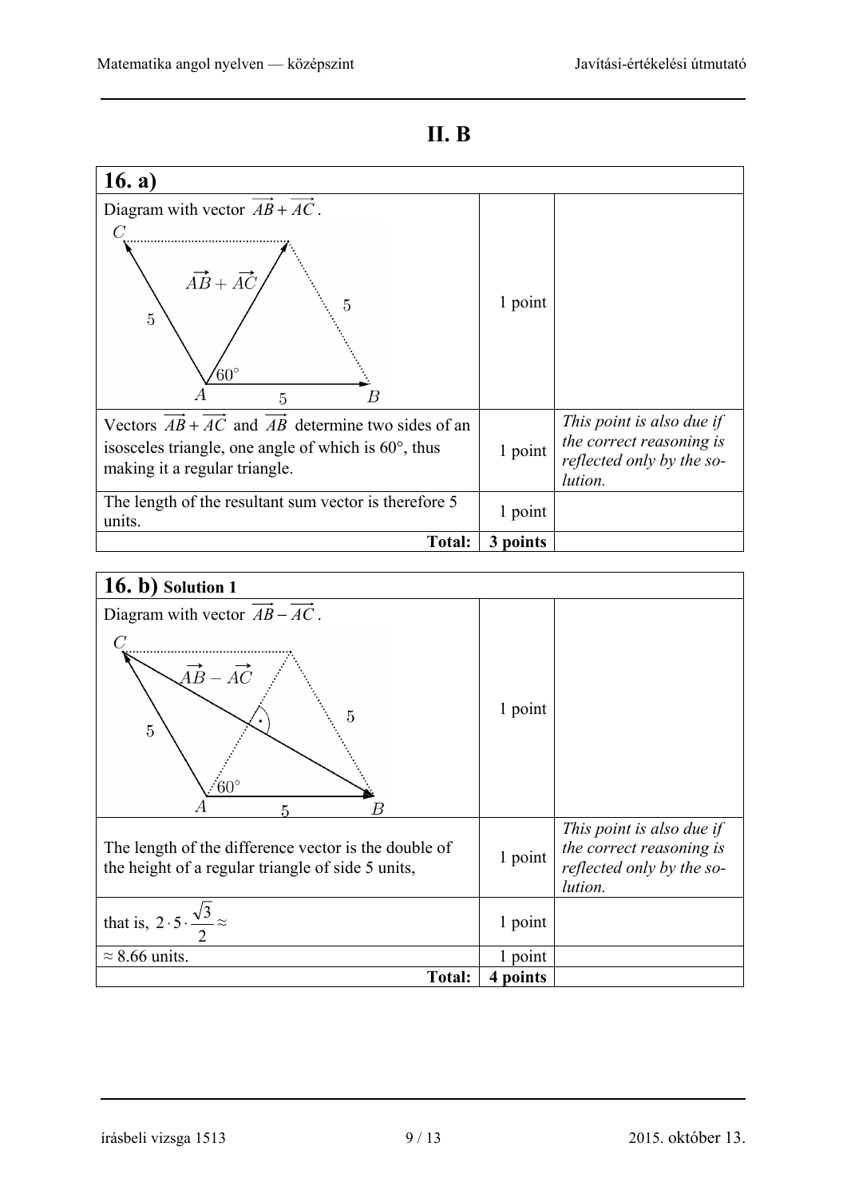# II. B

| 16. a) | | |
|---|---|---|
| Diagram with vector $\overrightarrow{AB}+\overrightarrow{AC}$. <br> C <br> $\overrightarrow{AB}+\overrightarrow{AC}$ <br> 5 <br> 5 <br> 60° <br> A 5 B | 1 point | |
| Vectors $\overrightarrow{AB}+\overrightarrow{AC}$ and $\overrightarrow{AB}$ determine two sides of an isosceles triangle, one angle of which is 60°, thus making it a regular triangle. | 1 point | *This point is also due if the correct reasoning is reflected only by the solution.* |
| The length of the resultant sum vector is therefore 5 units. | 1 point | |
| **Total:** | **3 points** | |

| 16. b) Solution 1 | | |
|---|---|---|
| Diagram with vector $\overrightarrow{AB}-\overrightarrow{AC}$. <br> C <br> $\overrightarrow{AB}-\overrightarrow{AC}$ <br> 5 <br> 5 <br> 60° <br> A 5 B | 1 point | |
| The length of the difference vector is the double of the height of a regular triangle of side 5 units, | 1 point | *This point is also due if the correct reasoning is reflected only by the solution.* |
| that is, $2\cdot 5\cdot \frac{\sqrt{3}}{2}\approx$ | 1 point | |
| $\approx$ 8.66 units. | 1 point | |
| **Total:** | **4 points** | |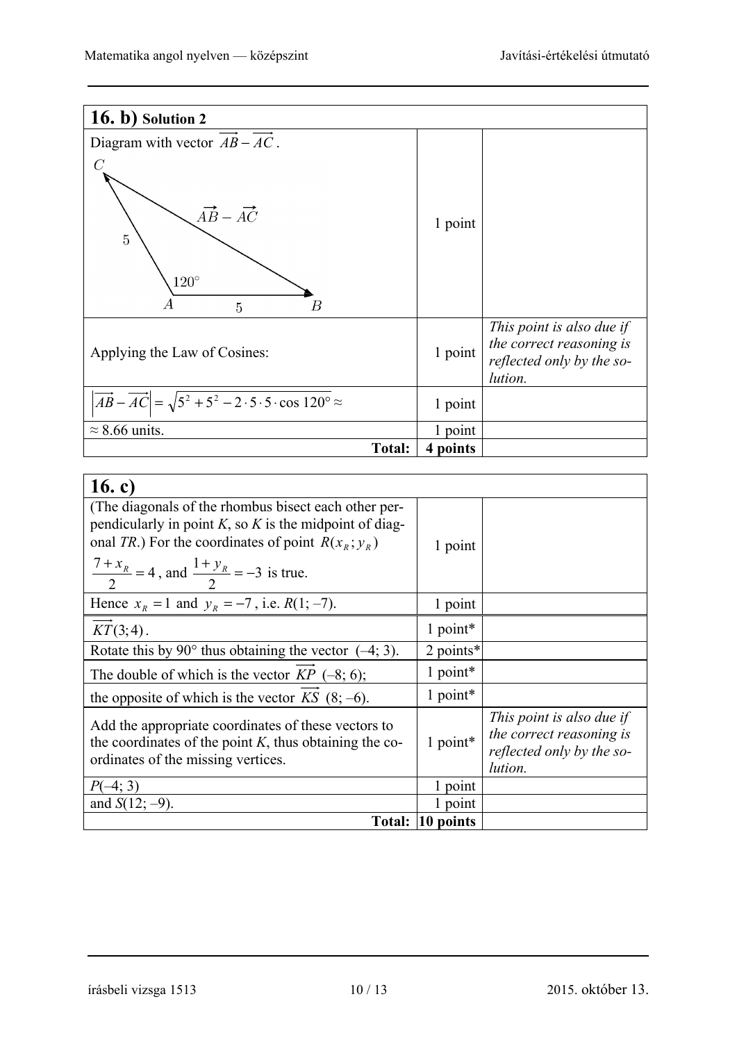| 16. b) Solution 2 | | |
|---|---|---|
| Diagram with vector $\overrightarrow{AB}-\overrightarrow{AC}$.<br>C<br>$\overrightarrow{AB}-\overrightarrow{AC}$<br>5<br>120°<br>A 5 B | 1 point | |
| Applying the Law of Cosines: | 1 point | *This point is also due if the correct reasoning is reflected only by the solution.* |
| $\left\lvert\overrightarrow{AB}-\overrightarrow{AC}\right\rvert=\sqrt{5^2+5^2-2\cdot 5\cdot 5\cdot \cos 120°}\approx$ | 1 point | |
| $\approx 8.66$ units. | 1 point | |
| **Total:** | **4 points** | |

| 16. c) | | |
|---|---|---|
| (The diagonals of the rhombus bisect each other perpendicularly in point *K*, so *K* is the midpoint of diagonal *TR*.) For the coordinates of point $R(x_R; y_R)$<br>$\frac{7+x_R}{2}=4$, and $\frac{1+y_R}{2}=-3$ is true. | 1 point | |
| Hence $x_R=1$ and $y_R=-7$, i.e. $R(1; -7)$. | 1 point | |
| $\overrightarrow{KT}(3;4)$. | 1 point* | |
| Rotate this by 90° thus obtaining the vector $(-4; 3)$. | 2 points* | |
| The double of which is the vector $\overrightarrow{KP}$ $(-8; 6)$; | 1 point* | |
| the opposite of which is the vector $\overrightarrow{KS}$ $(8; -6)$. | 1 point* | |
| Add the appropriate coordinates of these vectors to the coordinates of the point *K*, thus obtaining the coordinates of the missing vertices. | 1 point* | *This point is also due if the correct reasoning is reflected only by the solution.* |
| $P(-4; 3)$ | 1 point | |
| and $S(12; -9)$. | 1 point | |
| **Total:** | **10 points** | |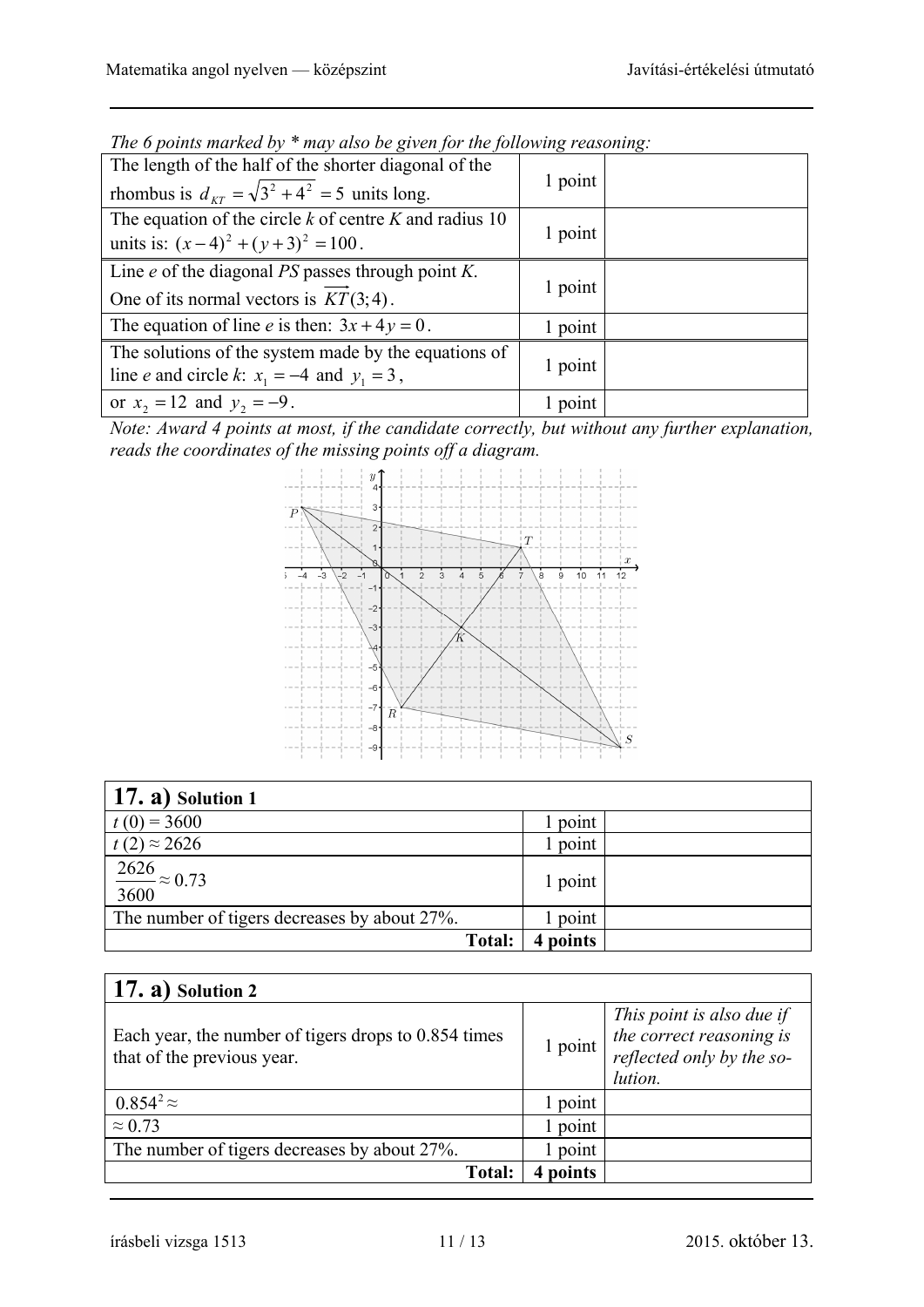*The 6 points marked by \* may also be given for the following reasoning:*

| | | |
|---|---|---|
| The length of the half of the shorter diagonal of the rhombus is $d_{KT} = \sqrt{3^2 + 4^2} = 5$ units long. | 1 point | |
| The equation of the circle $k$ of centre $K$ and radius 10 units is: $(x-4)^2 + (y+3)^2 = 100$. | 1 point | |
| Line $e$ of the diagonal $PS$ passes through point $K$. One of its normal vectors is $\overrightarrow{KT}(3;4)$. | 1 point | |
| The equation of line $e$ is then: $3x + 4y = 0$. | 1 point | |
| The solutions of the system made by the equations of line $e$ and circle $k$: $x_1 = -4$ and $y_1 = 3$, | 1 point | |
| or $x_2 = 12$ and $y_2 = -9$. | 1 point | |

*Note: Award 4 points at most, if the candidate correctly, but without any further explanation, reads the coordinates of the missing points off a diagram.*

y
x
P
T
K
R
S

| **17. a)** Solution 1 | | |
|---|---|---|
| $t(0) = 3600$ | 1 point | |
| $t(2) \approx 2626$ | 1 point | |
| $\frac{2626}{3600} \approx 0.73$ | 1 point | |
| The number of tigers decreases by about 27%. | 1 point | |
| **Total:** | **4 points** | |

| **17. a)** Solution 2 | | |
|---|---|---|
| Each year, the number of tigers drops to 0.854 times that of the previous year. | 1 point | *This point is also due if the correct reasoning is reflected only by the solution.* |
| $0.854^2 \approx$ | 1 point | |
| $\approx 0.73$ | 1 point | |
| The number of tigers decreases by about 27%. | 1 point | |
| **Total:** | **4 points** | |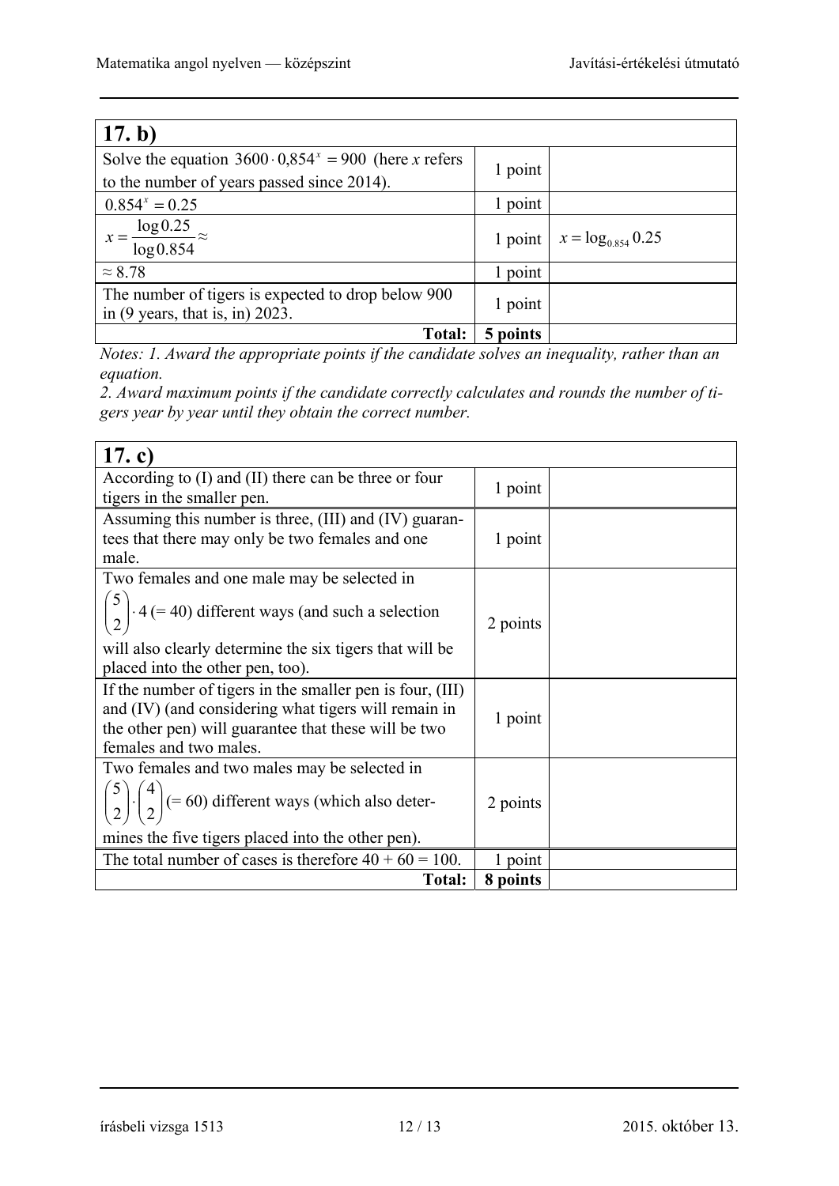| 17. b) | | |
|---|---|---|
| Solve the equation $3600 \cdot 0{,}854^x = 900$ (here $x$ refers to the number of years passed since 2014). | 1 point | |
| $0.854^x = 0.25$ | 1 point | |
| $x = \frac{\log 0.25}{\log 0.854} \approx$ | 1 point | $x = \log_{0.854} 0.25$ |
| $\approx 8.78$ | 1 point | |
| The number of tigers is expected to drop below 900 in (9 years, that is, in) 2023. | 1 point | |
| **Total:** | **5 points** | |

*Notes: 1. Award the appropriate points if the candidate solves an inequality, rather than an equation.*
*2. Award maximum points if the candidate correctly calculates and rounds the number of tigers year by year until they obtain the correct number.*

| 17. c) | | |
|---|---|---|
| According to (I) and (II) there can be three or four tigers in the smaller pen. | 1 point | |
| Assuming this number is three, (III) and (IV) guarantees that there may only be two females and one male. | 1 point | |
| Two females and one male may be selected in $\binom{5}{2} \cdot 4$ (= 40) different ways (and such a selection will also clearly determine the six tigers that will be placed into the other pen, too). | 2 points | |
| If the number of tigers in the smaller pen is four, (III) and (IV) (and considering what tigers will remain in the other pen) will guarantee that these will be two females and two males. | 1 point | |
| Two females and two males may be selected in $\binom{5}{2} \cdot \binom{4}{2}$ (= 60) different ways (which also determines the five tigers placed into the other pen). | 2 points | |
| The total number of cases is therefore 40 + 60 = 100. | 1 point | |
| **Total:** | **8 points** | |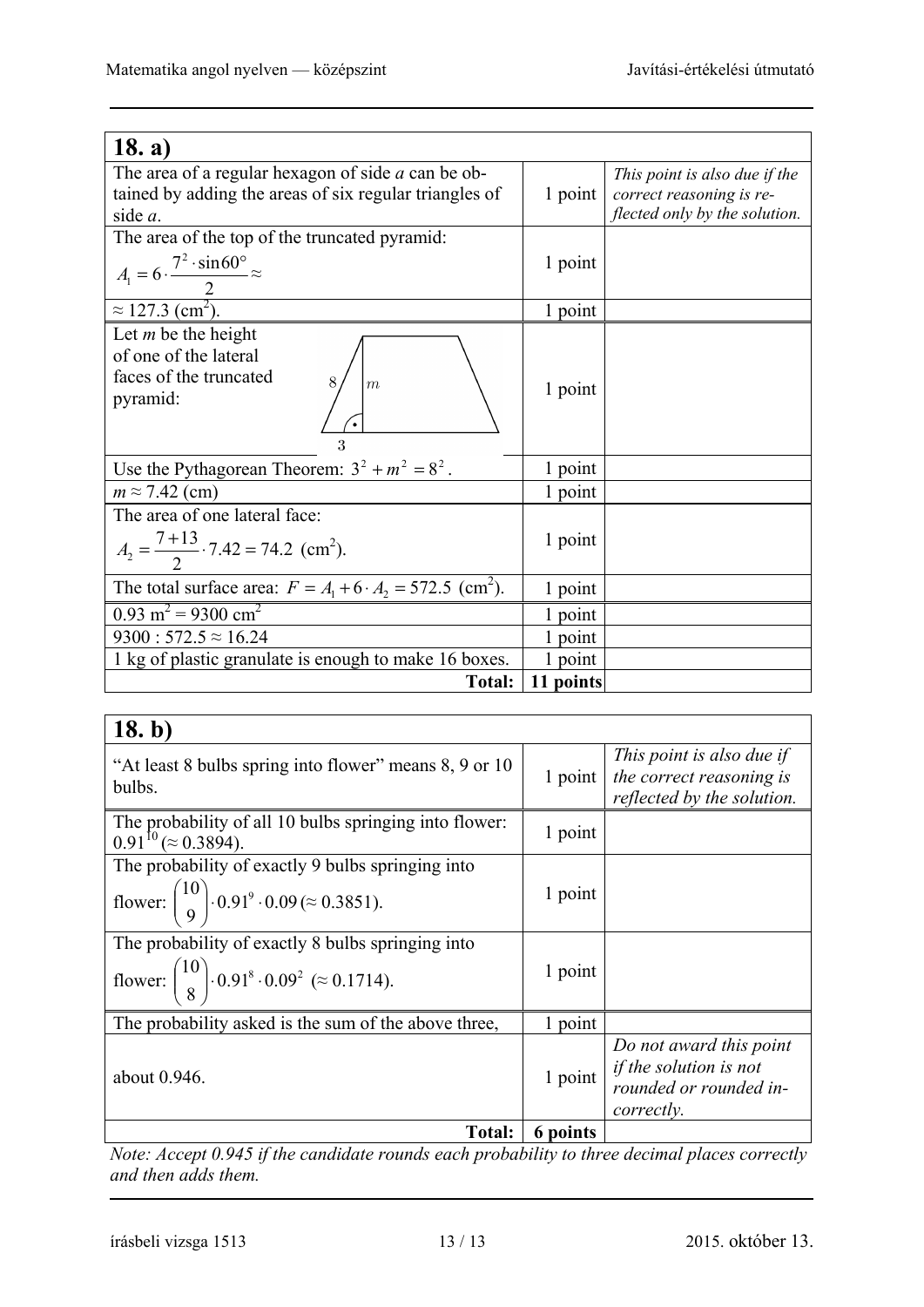| **18. a)** | | |
|---|---|---|
| The area of a regular hexagon of side $a$ can be obtained by adding the areas of six regular triangles of side $a$. | 1 point | *This point is also due if the correct reasoning is reflected only by the solution.* |
| The area of the top of the truncated pyramid: $A_1 = 6 \cdot \frac{7^2 \cdot \sin 60°}{2} \approx$ | 1 point | |
| $\approx 127.3$ (cm$^2$). | 1 point | |
| Let $m$ be the height of one of the lateral faces of the truncated pyramid: (figure: 8, $m$, 3) | 1 point | |
| Use the Pythagorean Theorem: $3^2 + m^2 = 8^2$. | 1 point | |
| $m \approx 7.42$ (cm) | 1 point | |
| The area of one lateral face: $A_2 = \frac{7+13}{2} \cdot 7.42 = 74.2$ (cm$^2$). | 1 point | |
| The total surface area: $F = A_1 + 6 \cdot A_2 = 572.5$ (cm$^2$). | 1 point | |
| $0.93 \text{ m}^2 = 9300 \text{ cm}^2$ | 1 point | |
| $9300 : 572.5 \approx 16.24$ | 1 point | |
| 1 kg of plastic granulate is enough to make 16 boxes. | 1 point | |
| **Total:** | **11 points** | |

| **18. b)** | | |
|---|---|---|
| "At least 8 bulbs spring into flower" means 8, 9 or 10 bulbs. | 1 point | *This point is also due if the correct reasoning is reflected by the solution.* |
| The probability of all 10 bulbs springing into flower: $0.91^{10}$ ($\approx 0.3894$). | 1 point | |
| The probability of exactly 9 bulbs springing into flower: $\binom{10}{9} \cdot 0.91^9 \cdot 0.09$ ($\approx 0.3851$). | 1 point | |
| The probability of exactly 8 bulbs springing into flower: $\binom{10}{8} \cdot 0.91^8 \cdot 0.09^2$ ($\approx 0.1714$). | 1 point | |
| The probability asked is the sum of the above three, | 1 point | |
| about 0.946. | 1 point | *Do not award this point if the solution is not rounded or rounded incorrectly.* |
| **Total:** | **6 points** | |

*Note: Accept 0.945 if the candidate rounds each probability to three decimal places correctly and then adds them.*